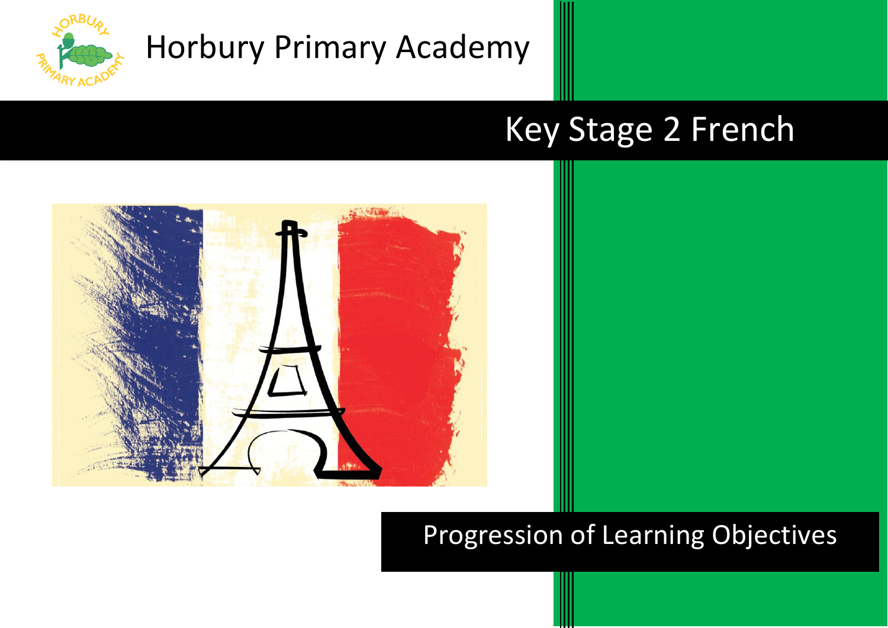# Horbury Primary Academy

## Key Stage 2 French

### Progression of Learning Objectives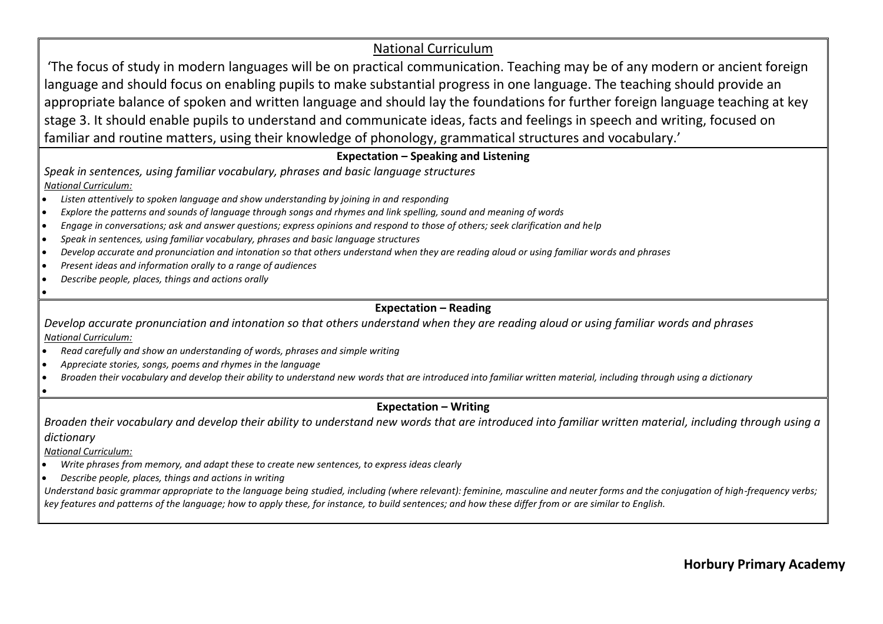## National Curriculum

'The focus of study in modern languages will be on practical communication. Teaching may be of any modern or ancient foreign language and should focus on enabling pupils to make substantial progress in one language. The teaching should provide an appropriate balance of spoken and written language and should lay the foundations for further foreign language teaching at key stage 3. It should enable pupils to understand and communicate ideas, facts and feelings in speech and writing, focused on familiar and routine matters, using their knowledge of phonology, grammatical structures and vocabulary.'

### Expectation – Speaking and Listening

*Speak in sentences, using familiar vocabulary, phrases and basic language structures*

*National Curriculum:*

- *Listen attentively to spoken language and show understanding by joining in and responding*
- *Explore the patterns and sounds of language through songs and rhymes and link spelling, sound and meaning of words*
- *Engage in conversations; ask and answer questions; express opinions and respond to those of others; seek clarification and help*
- *Speak in sentences, using familiar vocabulary, phrases and basic language structures*
- *Develop accurate and pronunciation and intonation so that others understand when they are reading aloud or using familiar words and phrases*
- *Present ideas and information orally to a range of audiences*
- *Describe people, places, things and actions orally*

### Expectation – Reading

*Develop accurate pronunciation and intonation so that others understand when they are reading aloud or using familiar words and phrases*

*National Curriculum:*

- *Read carefully and show an understanding of words, phrases and simple writing*
- *Appreciate stories, songs, poems and rhymes in the language*
- *Broaden their vocabulary and develop their ability to understand new words that are introduced into familiar written material, including through using a dictionary*

### Expectation – Writing

*Broaden their vocabulary and develop their ability to understand new words that are introduced into familiar written material, including through using a dictionary*

*National Curriculum:*

- *Write phrases from memory, and adapt these to create new sentences, to express ideas clearly*
- *Describe people, places, things and actions in writing*

*Understand basic grammar appropriate to the language being studied, including (where relevant): feminine, masculine and neuter forms and the conjugation of high-frequency verbs; key features and patterns of the language; how to apply these, for instance, to build sentences; and how these differ from or are similar to English.*

**Horbury Primary Academy**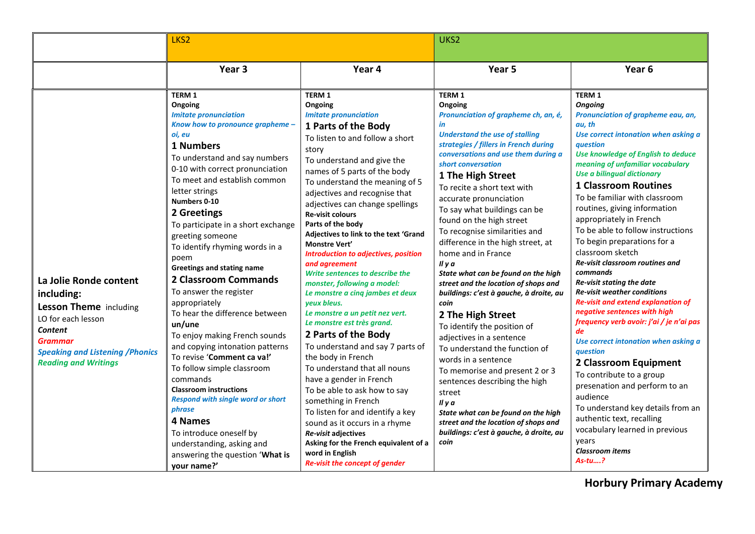| | LKS2 | | UKS2 | |
|---|---|---|---|---|
| | **Year 3** | **Year 4** | **Year 5** | **Year 6** |
| **La Jolie Ronde content including:**<br>**Lesson Theme** including<br>LO for each lesson<br>***Content***<br>***Grammar***<br>***Speaking and Listening /Phonics***<br>***Reading and Writings*** | **TERM 1**<br>**Ongoing**<br>***Imitate pronunciation***<br>***Know how to pronounce grapheme – oi, eu***<br>**1 Numbers**<br>To understand and say numbers 0-10 with correct pronunciation<br>To meet and establish common letter strings<br>**Numbers 0-10**<br>**2 Greetings**<br>To participate in a short exchange greeting someone<br>To identify rhyming words in a poem<br>**Greetings and stating name**<br>**2 Classroom Commands**<br>To answer the register appropriately<br>To hear the difference between **un/une**<br>To enjoy making French sounds and copying intonation patterns<br>To revise '**Comment ca va!'**<br>To follow simple classroom commands<br>**Classroom instructions**<br>***Respond with single word or short phrase***<br>**4 Names**<br>To introduce oneself by understanding, asking and answering the question '**What is your name?'** | **TERM 1**<br>**Ongoing**<br>***Imitate pronunciation***<br>**1 Parts of the Body**<br>To listen to and follow a short story<br>To understand and give the names of 5 parts of the body<br>To understand the meaning of 5 adjectives and recognise that adjectives can change spellings<br>**Re-visit colours**<br>**Parts of the body**<br>**Adjectives to link to the text 'Grand Monstre Vert'**<br>***Introduction to adjectives, position and agreement***<br>***Write sentences to describe the monster, following a model:***<br>***Le monstre a cinq jambes et deux yeux bleus.***<br>***Le monstre a un petit nez vert.***<br>***Le monstre est très grand.***<br>**2 Parts of the Body**<br>To understand and say 7 parts of the body in French<br>To understand that all nouns have a gender in French<br>To be able to ask how to say something in French<br>To listen for and identify a key sound as it occurs in a rhyme<br>***Re-visit* adjectives**<br>**Asking for the French equivalent of a word in English**<br>***Re-visit the concept of gender*** | **TERM 1**<br>**Ongoing**<br>***Pronunciation of grapheme ch, an, é, in***<br>***Understand the use of stalling strategies / fillers in French during conversations and use them during a short conversation***<br>**1 The High Street**<br>To recite a short text with accurate pronunciation<br>To say what buildings can be found on the high street<br>To recognise similarities and difference in the high street, at home and in France<br>***Il y a***<br>***State what can be found on the high street and the location of shops and buildings: c'est à gauche, à droite, au coin***<br>**2 The High Street**<br>To identify the position of adjectives in a sentence<br>To understand the function of words in a sentence<br>To memorise and present 2 or 3 sentences describing the high street<br>***Il y a***<br>***State what can be found on the high street and the location of shops and buildings: c'est à gauche, à droite, au coin*** | **TERM 1**<br>***Ongoing***<br>***Pronunciation of grapheme eau, an, au, th***<br>***Use correct intonation when asking a question***<br>***Use knowledge of English to deduce meaning of unfamiliar vocabulary***<br>***Use a bilingual dictionary***<br>**1 Classroom Routines**<br>To be familiar with classroom routines, giving information appropriately in French<br>To be able to follow instructions<br>To begin preparations for a classroom sketch<br>***Re-visit classroom routines and commands***<br>***Re-visit stating the date***<br>***Re-visit weather conditions***<br>***Re-visit and extend explanation of negative sentences with high frequency verb avoir: j'ai / je n'ai pas de***<br>***Use correct intonation when asking a question***<br>**2 Classroom Equipment**<br>To contribute to a group presenation and perform to an audience<br>To understand key details from an authentic text, recalling vocabulary learned in previous years<br>***Classroom items***<br>***As-tu….?*** |

**Horbury Primary Academy**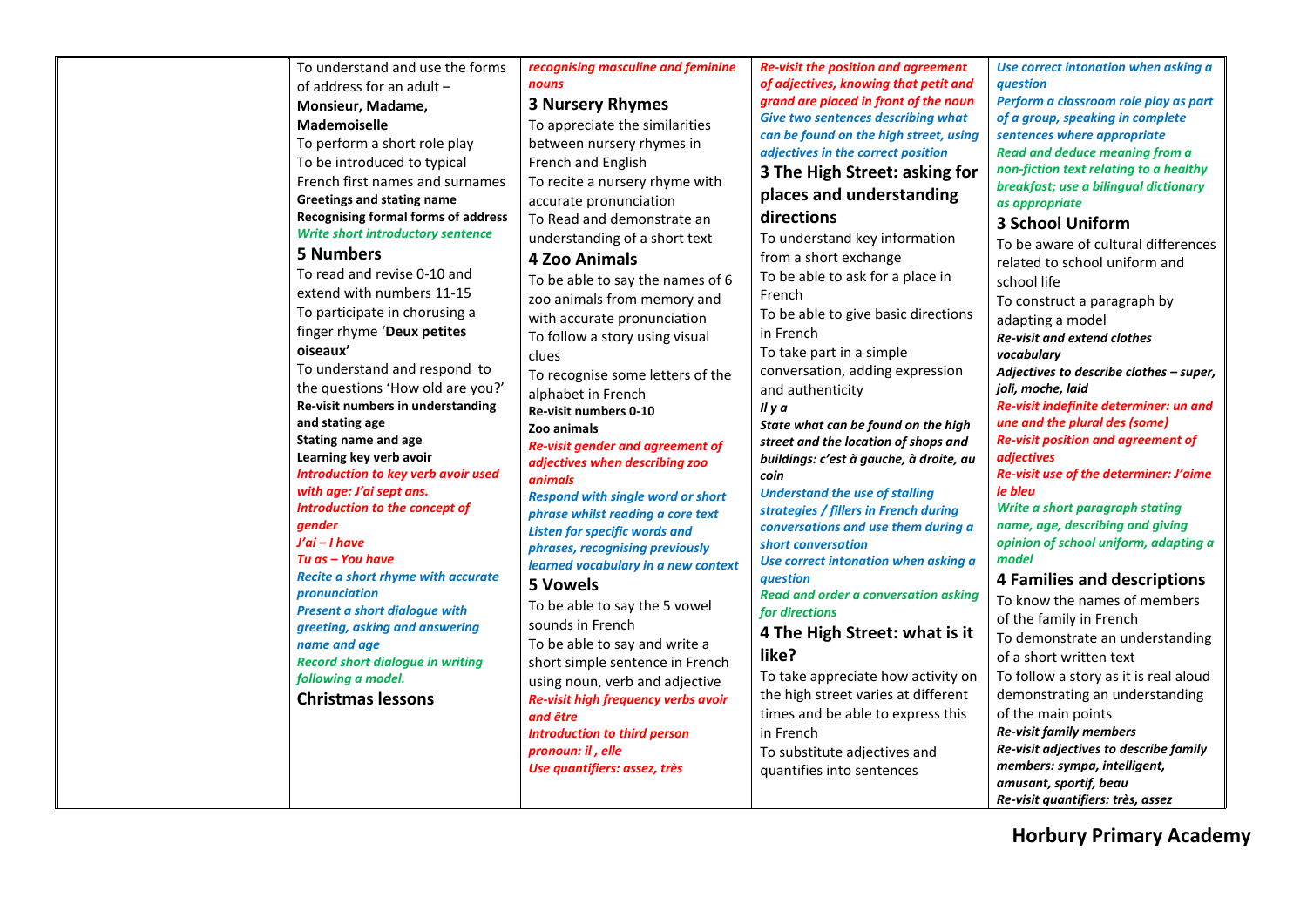| | | | | |
|---|---|---|---|---|
| | To understand and use the forms of address for an adult – **Monsieur, Madame, Mademoiselle**<br>To perform a short role play<br>To be introduced to typical French first names and surnames<br>**Greetings and stating name**<br>**Recognising formal forms of address**<br>***Write short introductory sentence***<br>**5 Numbers**<br>To read and revise 0-10 and extend with numbers 11-15<br>To participate in chorusing a finger rhyme '**Deux petites oiseaux'**<br>To understand and respond to the questions 'How old are you?'<br>**Re-visit numbers in understanding and stating age**<br>**Stating name and age**<br>**Learning key verb avoir**<br>***Introduction to key verb avoir used with age: J'ai sept ans.***<br>***Introduction to the concept of gender***<br>***J'ai – I have***<br>***Tu as – You have***<br>***Recite a short rhyme with accurate pronunciation***<br>***Present a short dialogue with greeting, asking and answering name and age***<br>***Record short dialogue in writing following a model.***<br>**Christmas lessons** | ***recognising masculine and feminine nouns***<br>**3 Nursery Rhymes**<br>To appreciate the similarities between nursery rhymes in French and English<br>To recite a nursery rhyme with accurate pronunciation<br>To Read and demonstrate an understanding of a short text<br>**4 Zoo Animals**<br>To be able to say the names of 6 zoo animals from memory and with accurate pronunciation<br>To follow a story using visual clues<br>To recognise some letters of the alphabet in French<br>**Re-visit numbers 0-10**<br>**Zoo animals**<br>***Re-visit gender and agreement of adjectives when describing zoo animals***<br>***Respond with single word or short phrase whilst reading a core text***<br>***Listen for specific words and phrases, recognising previously learned vocabulary in a new context***<br>**5 Vowels**<br>To be able to say the 5 vowel sounds in French<br>To be able to say and write a short simple sentence in French using noun, verb and adjective<br>***Re-visit high frequency verbs avoir and être***<br>***Introduction to third person pronoun: il , elle***<br>***Use quantifiers: assez, très*** | ***Re-visit the position and agreement of adjectives, knowing that petit and grand are placed in front of the noun***<br>***Give two sentences describing what can be found on the high street, using adjectives in the correct position***<br>**3 The High Street: asking for places and understanding directions**<br>To understand key information from a short exchange<br>To be able to ask for a place in French<br>To be able to give basic directions in French<br>To take part in a simple conversation, adding expression and authenticity<br>***Il y a***<br>***State what can be found on the high street and the location of shops and buildings: c'est à gauche, à droite, au coin***<br>***Understand the use of stalling strategies / fillers in French during conversations and use them during a short conversation***<br>***Use correct intonation when asking a question***<br>***Read and order a conversation asking for directions***<br>**4 The High Street: what is it like?**<br>To take appreciate how activity on the high street varies at different times and be able to express this in French<br>To substitute adjectives and quantifies into sentences | ***Use correct intonation when asking a question***<br>***Perform a classroom role play as part of a group, speaking in complete sentences where appropriate***<br>***Read and deduce meaning from a non-fiction text relating to a healthy breakfast; use a bilingual dictionary as appropriate***<br>**3 School Uniform**<br>To be aware of cultural differences related to school uniform and school life<br>To construct a paragraph by adapting a model<br>***Re-visit and extend clothes vocabulary***<br>***Adjectives to describe clothes – super, joli, moche, laid***<br>***Re-visit indefinite determiner: un and une and the plural des (some)***<br>***Re-visit position and agreement of adjectives***<br>***Re-visit use of the determiner: J'aime le bleu***<br>***Write a short paragraph stating name, age, describing and giving opinion of school uniform, adapting a model***<br>**4 Families and descriptions**<br>To know the names of members of the family in French<br>To demonstrate an understanding of a short written text<br>To follow a story as it is real aloud demonstrating an understanding of the main points<br>***Re-visit family members***<br>***Re-visit adjectives to describe family members: sympa, intelligent, amusant, sportif, beau***<br>***Re-visit quantifiers: très, assez*** |

**Horbury Primary Academy**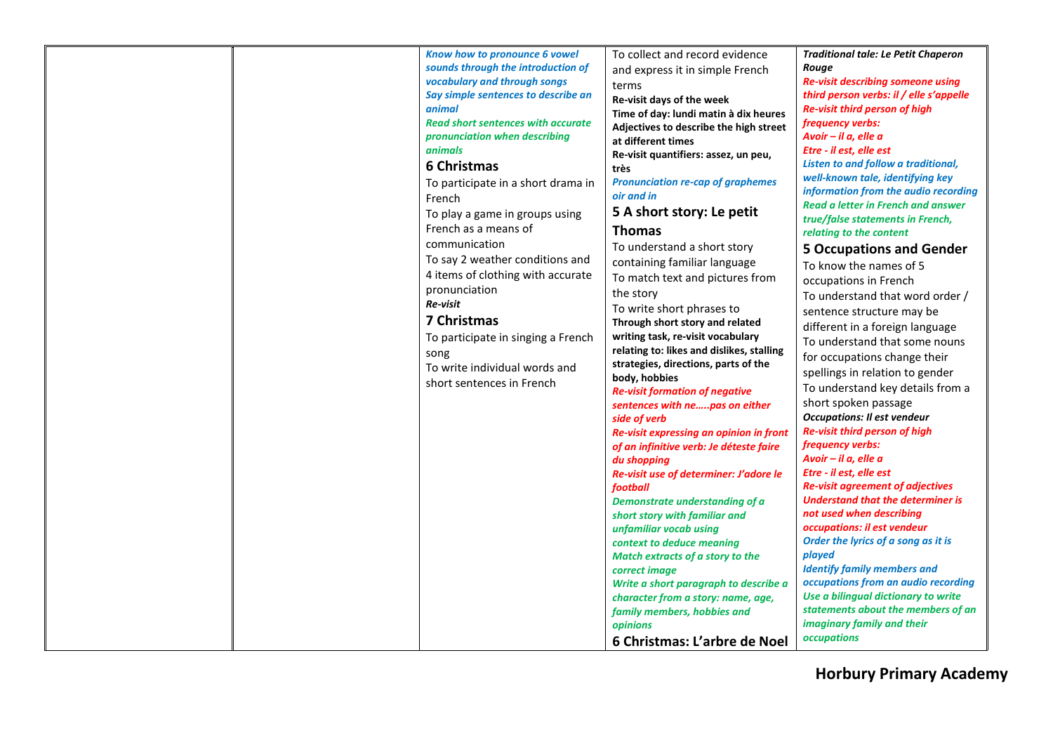| | | | | |
|---|---|---|---|---|
| | | ***Know how to pronounce 6 vowel sounds through the introduction of vocabulary and through songs***<br>***Say simple sentences to describe an animal***<br>***Read short sentences with accurate pronunciation when describing animals***<br>**6 Christmas**<br>To participate in a short drama in French<br>To play a game in groups using French as a means of communication<br>To say 2 weather conditions and 4 items of clothing with accurate pronunciation<br>***Re-visit***<br>**7 Christmas**<br>To participate in singing a French song<br>To write individual words and short sentences in French | To collect and record evidence and express it in simple French terms<br>**Re-visit days of the week**<br>**Time of day: lundi matin à dix heures**<br>**Adjectives to describe the high street at different times**<br>**Re-visit quantifiers: assez, un peu, très**<br>***Pronunciation re-cap of graphemes oir and in***<br>**5 A short story: Le petit Thomas**<br>To understand a short story containing familiar language<br>To match text and pictures from the story<br>To write short phrases to<br>**Through short story and related writing task, re-visit vocabulary relating to: likes and dislikes, stalling strategies, directions, parts of the body, hobbies**<br>***Re-visit formation of negative sentences with ne…..pas on either side of verb***<br>***Re-visit expressing an opinion in front of an infinitive verb: Je déteste faire du shopping***<br>***Re-visit use of determiner: J'adore le football***<br>***Demonstrate understanding of a short story with familiar and unfamiliar vocab using context to deduce meaning***<br>***Match extracts of a story to the correct image***<br>***Write a short paragraph to describe a character from a story: name, age, family members, hobbies and opinions***<br>**6 Christmas: L'arbre de Noel** | ***Traditional tale: Le Petit Chaperon Rouge***<br>***Re-visit describing someone using third person verbs: il / elle s'appelle***<br>***Re-visit third person of high frequency verbs:***<br>***Avoir – il a, elle a***<br>***Etre - il est, elle est***<br>***Listen to and follow a traditional, well-known tale, identifying key information from the audio recording***<br>***Read a letter in French and answer true/false statements in French, relating to the content***<br>**5 Occupations and Gender**<br>To know the names of 5 occupations in French<br>To understand that word order / sentence structure may be different in a foreign language<br>To understand that some nouns for occupations change their spellings in relation to gender<br>To understand key details from a short spoken passage<br>***Occupations: Il est vendeur***<br>***Re-visit third person of high frequency verbs:***<br>***Avoir – il a, elle a***<br>***Etre - il est, elle est***<br>***Re-visit agreement of adjectives***<br>***Understand that the determiner is not used when describing occupations: il est vendeur***<br>***Order the lyrics of a song as it is played***<br>***Identify family members and occupations from an audio recording***<br>***Use a bilingual dictionary to write statements about the members of an imaginary family and their occupations*** |

**Horbury Primary Academy**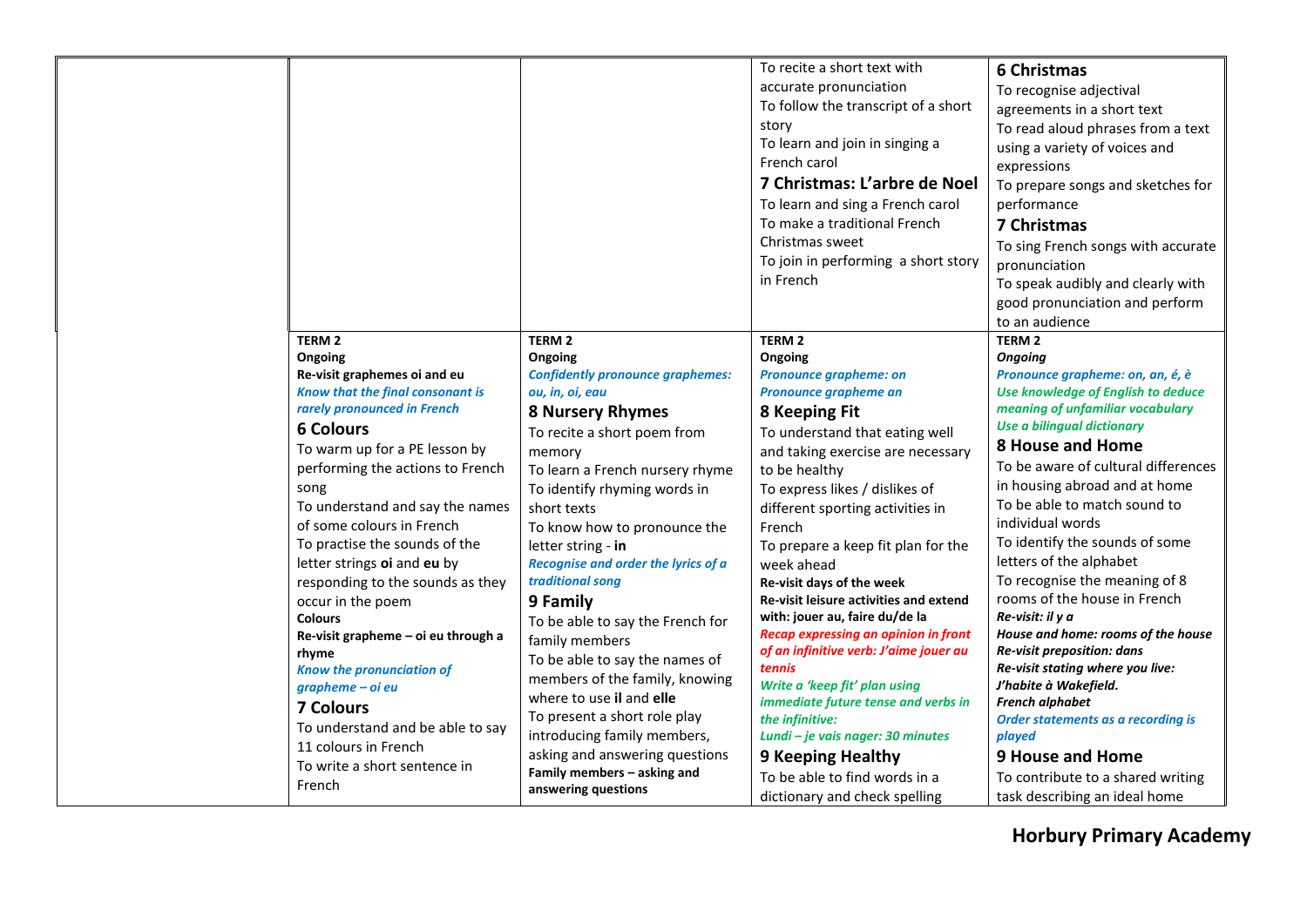| | | | | |
|---|---|---|---|---|
| | | | To recite a short text with accurate pronunciation<br>To follow the transcript of a short story<br>To learn and join in singing a French carol<br>**7 Christmas: L'arbre de Noel**<br>To learn and sing a French carol<br>To make a traditional French Christmas sweet<br>To join in performing a short story in French | **6 Christmas**<br>To recognise adjectival agreements in a short text<br>To read aloud phrases from a text using a variety of voices and expressions<br>To prepare songs and sketches for performance<br>**7 Christmas**<br>To sing French songs with accurate pronunciation<br>To speak audibly and clearly with good pronunciation and perform to an audience |
| | **TERM 2**<br>**Ongoing**<br>**Re-visit graphemes oi and eu**<br>***Know that the final consonant is rarely pronounced in French***<br>**6 Colours**<br>To warm up for a PE lesson by performing the actions to French song<br>To understand and say the names of some colours in French<br>To practise the sounds of the letter strings **oi** and **eu** by responding to the sounds as they occur in the poem<br>**Colours**<br>**Re-visit grapheme – oi eu through a rhyme**<br>***Know the pronunciation of grapheme – oi eu***<br>**7 Colours**<br>To understand and be able to say 11 colours in French<br>To write a short sentence in French | **TERM 2**<br>**Ongoing**<br>***Confidently pronounce graphemes: ou, in, oi, eau***<br>**8 Nursery Rhymes**<br>To recite a short poem from memory<br>To learn a French nursery rhyme<br>To identify rhyming words in short texts<br>To know how to pronounce the letter string - **in**<br>***Recognise and order the lyrics of a traditional song***<br>**9 Family**<br>To be able to say the French for family members<br>To be able to say the names of members of the family, knowing where to use **il** and **elle**<br>To present a short role play introducing family members, asking and answering questions<br>**Family members – asking and answering questions** | **TERM 2**<br>**Ongoing**<br>***Pronounce grapheme: on***<br>***Pronounce grapheme an***<br>**8 Keeping Fit**<br>To understand that eating well and taking exercise are necessary to be healthy<br>To express likes / dislikes of different sporting activities in French<br>To prepare a keep fit plan for the week ahead<br>**Re-visit days of the week**<br>**Re-visit leisure activities and extend with: jouer au, faire du/de la**<br>***Recap expressing an opinion in front of an infinitive verb: J'aime jouer au tennis***<br>***Write a 'keep fit' plan using immediate future tense and verbs in the infinitive:***<br>***Lundi – je vais nager: 30 minutes***<br>**9 Keeping Healthy**<br>To be able to find words in a dictionary and check spelling | **TERM 2**<br>***Ongoing***<br>***Pronounce grapheme: on, an, é, è***<br>***Use knowledge of English to deduce meaning of unfamiliar vocabulary***<br>***Use a bilingual dictionary***<br>**8 House and Home**<br>To be aware of cultural differences in housing abroad and at home<br>To be able to match sound to individual words<br>To identify the sounds of some letters of the alphabet<br>To recognise the meaning of 8 rooms of the house in French<br>***Re-visit: il y a***<br>***House and home: rooms of the house***<br>***Re-visit preposition: dans***<br>***Re-visit stating where you live: J'habite à Wakefield.***<br>***French alphabet***<br>***Order statements as a recording is played***<br>**9 House and Home**<br>To contribute to a shared writing task describing an ideal home |

**Horbury Primary Academy**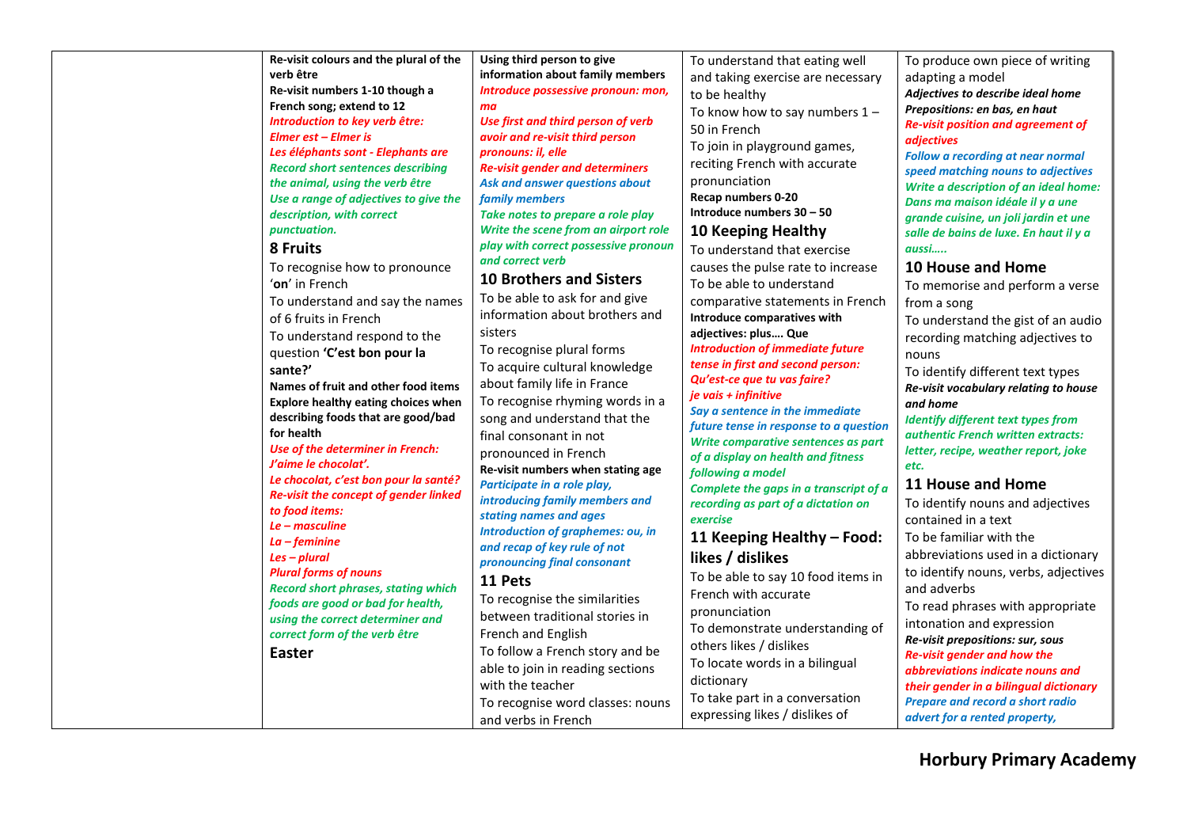| | | | | |
|---|---|---|---|---|
| | **Re-visit colours and the plural of the verb être**<br>**Re-visit numbers 1-10 though a French song; extend to 12**<br>***Introduction to key verb être:***<br>***Elmer est – Elmer is***<br>***Les éléphants sont - Elephants are***<br>***Record short sentences describing the animal, using the verb être***<br>***Use a range of adjectives to give the description, with correct punctuation.***<br>**8 Fruits**<br>To recognise how to pronounce '**on**' in French<br>To understand and say the names of 6 fruits in French<br>To understand respond to the question **'C'est bon pour la sante?'**<br>**Names of fruit and other food items**<br>**Explore healthy eating choices when describing foods that are good/bad for health**<br>***Use of the determiner in French: J'aime le chocolat'.***<br>***Le chocolat, c'est bon pour la santé?***<br>***Re-visit the concept of gender linked to food items:***<br>***Le – masculine***<br>***La – feminine***<br>***Les – plural***<br>***Plural forms of nouns***<br>***Record short phrases, stating which foods are good or bad for health, using the correct determiner and correct form of the verb être***<br>**Easter** | **Using third person to give information about family members**<br>***Introduce possessive pronoun: mon, ma***<br>***Use first and third person of verb avoir and re-visit third person pronouns: il, elle***<br>***Re-visit gender and determiners***<br>***Ask and answer questions about family members***<br>***Take notes to prepare a role play***<br>***Write the scene from an airport role play with correct possessive pronoun and correct verb***<br>**10 Brothers and Sisters**<br>To be able to ask for and give information about brothers and sisters<br>To recognise plural forms<br>To acquire cultural knowledge about family life in France<br>To recognise rhyming words in a song and understand that the final consonant in not pronounced in French<br>**Re-visit numbers when stating age**<br>***Participate in a role play, introducing family members and stating names and ages***<br>***Introduction of graphemes: ou, in and recap of key rule of not pronouncing final consonant***<br>**11 Pets**<br>To recognise the similarities between traditional stories in French and English<br>To follow a French story and be able to join in reading sections with the teacher<br>To recognise word classes: nouns and verbs in French | To understand that eating well and taking exercise are necessary to be healthy<br>To know how to say numbers 1 – 50 in French<br>To join in playground games, reciting French with accurate pronunciation<br>**Recap numbers 0-20**<br>**Introduce numbers 30 – 50**<br>**10 Keeping Healthy**<br>To understand that exercise causes the pulse rate to increase<br>To be able to understand comparative statements in French<br>**Introduce comparatives with adjectives: plus…. Que**<br>***Introduction of immediate future tense in first and second person: Qu'est-ce que tu vas faire?***<br>***je vais + infinitive***<br>***Say a sentence in the immediate future tense in response to a question***<br>***Write comparative sentences as part of a display on health and fitness following a model***<br>***Complete the gaps in a transcript of a recording as part of a dictation on exercise***<br>**11 Keeping Healthy – Food: likes / dislikes**<br>To be able to say 10 food items in French with accurate pronunciation<br>To demonstrate understanding of others likes / dislikes<br>To locate words in a bilingual dictionary<br>To take part in a conversation expressing likes / dislikes of | To produce own piece of writing adapting a model<br>***Adjectives to describe ideal home***<br>***Prepositions: en bas, en haut***<br>***Re-visit position and agreement of adjectives***<br>***Follow a recording at near normal speed matching nouns to adjectives***<br>***Write a description of an ideal home: Dans ma maison idéale il y a une grande cuisine, un joli jardin et une salle de bains de luxe. En haut il y a aussi…..***<br>**10 House and Home**<br>To memorise and perform a verse from a song<br>To understand the gist of an audio recording matching adjectives to nouns<br>To identify different text types<br>***Re-visit vocabulary relating to house and home***<br>***Identify different text types from authentic French written extracts: letter, recipe, weather report, joke etc.***<br>**11 House and Home**<br>To identify nouns and adjectives contained in a text<br>To be familiar with the abbreviations used in a dictionary to identify nouns, verbs, adjectives and adverbs<br>To read phrases with appropriate intonation and expression<br>***Re-visit prepositions: sur, sous***<br>***Re-visit gender and how the abbreviations indicate nouns and their gender in a bilingual dictionary***<br>***Prepare and record a short radio advert for a rented property,*** |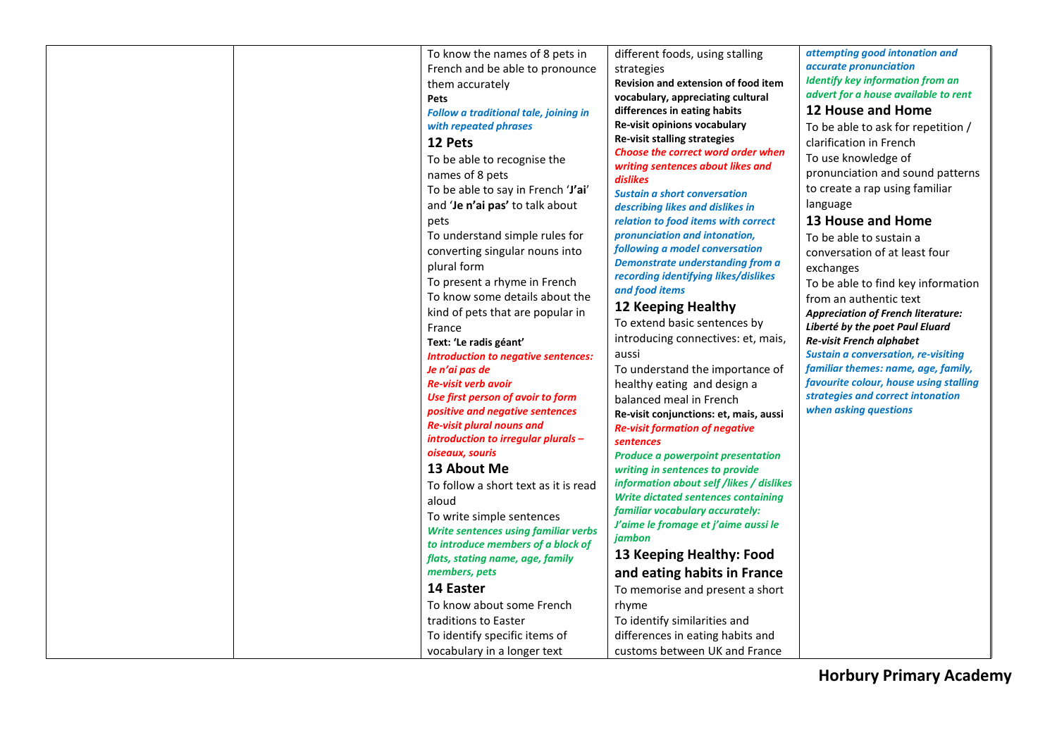| | | | | |
|---|---|---|---|---|
| | | To know the names of 8 pets in French and be able to pronounce them accurately<br>**Pets**<br>***Follow a traditional tale, joining in with repeated phrases***<br>**12 Pets**<br>To be able to recognise the names of 8 pets<br>To be able to say in French '**J'ai**' and '**Je n'ai pas'** to talk about pets<br>To understand simple rules for converting singular nouns into plural form<br>To present a rhyme in French<br>To know some details about the kind of pets that are popular in France<br>**Text: 'Le radis géant'**<br>***Introduction to negative sentences: Je n'ai pas de***<br>***Re-visit verb avoir***<br>***Use first person of avoir to form positive and negative sentences***<br>***Re-visit plural nouns and introduction to irregular plurals – oiseaux, souris***<br>**13 About Me**<br>To follow a short text as it is read aloud<br>To write simple sentences<br>***Write sentences using familiar verbs to introduce members of a block of flats, stating name, age, family members, pets***<br>**14 Easter**<br>To know about some French traditions to Easter<br>To identify specific items of vocabulary in a longer text | different foods, using stalling strategies<br>**Revision and extension of food item vocabulary, appreciating cultural differences in eating habits**<br>**Re-visit opinions vocabulary**<br>**Re-visit stalling strategies**<br>***Choose the correct word order when writing sentences about likes and dislikes***<br>***Sustain a short conversation describing likes and dislikes in relation to food items with correct pronunciation and intonation, following a model conversation***<br>***Demonstrate understanding from a recording identifying likes/dislikes and food items***<br>**12 Keeping Healthy**<br>To extend basic sentences by introducing connectives: et, mais, aussi<br>To understand the importance of healthy eating and design a balanced meal in French<br>**Re-visit conjunctions: et, mais, aussi**<br>***Re-visit formation of negative sentences***<br>***Produce a powerpoint presentation writing in sentences to provide information about self /likes / dislikes***<br>***Write dictated sentences containing familiar vocabulary accurately: J'aime le fromage et j'aime aussi le jambon***<br>**13 Keeping Healthy: Food and eating habits in France**<br>To memorise and present a short rhyme<br>To identify similarities and differences in eating habits and customs between UK and France | ***attempting good intonation and accurate pronunciation***<br>***Identify key information from an advert for a house available to rent***<br>**12 House and Home**<br>To be able to ask for repetition / clarification in French<br>To use knowledge of pronunciation and sound patterns to create a rap using familiar language<br>**13 House and Home**<br>To be able to sustain a conversation of at least four exchanges<br>To be able to find key information from an authentic text<br>***Appreciation of French literature: Liberté by the poet Paul Eluard***<br>***Re-visit French alphabet***<br>***Sustain a conversation, re-visiting familiar themes: name, age, family, favourite colour, house using stalling strategies and correct intonation when asking questions*** |

**Horbury Primary Academy**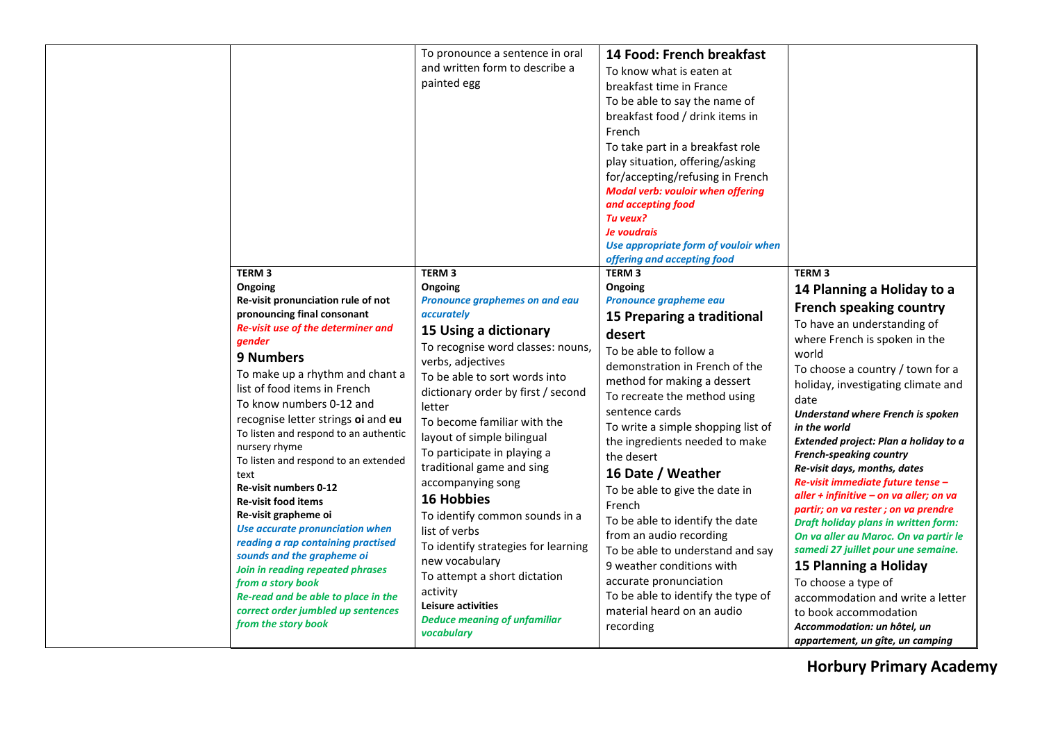| | | | | |
|---|---|---|---|---|
| | | To pronounce a sentence in oral and written form to describe a painted egg | **14 Food: French breakfast**<br>To know what is eaten at breakfast time in France<br>To be able to say the name of breakfast food / drink items in French<br>To take part in a breakfast role play situation, offering/asking for/accepting/refusing in French<br>***Modal verb: vouloir when offering and accepting food***<br>***Tu veux?***<br>***Je voudrais***<br>***Use appropriate form of vouloir when offering and accepting food*** | |
| | **TERM 3**<br>**Ongoing**<br>**Re-visit pronunciation rule of not pronouncing final consonant**<br>***Re-visit use of the determiner and gender***<br>**9 Numbers**<br>To make up a rhythm and chant a list of food items in French<br>To know numbers 0-12 and recognise letter strings **oi** and **eu**<br>To listen and respond to an authentic nursery rhyme<br>To listen and respond to an extended text<br>**Re-visit numbers 0-12**<br>**Re-visit food items**<br>**Re-visit grapheme oi**<br>***Use accurate pronunciation when reading a rap containing practised sounds and the grapheme oi***<br>***Join in reading repeated phrases from a story book***<br>***Re-read and be able to place in the correct order jumbled up sentences from the story book*** | **TERM 3**<br>**Ongoing**<br>***Pronounce graphemes on and eau accurately***<br>**15 Using a dictionary**<br>To recognise word classes: nouns, verbs, adjectives<br>To be able to sort words into dictionary order by first / second letter<br>To become familiar with the layout of simple bilingual<br>To participate in playing a traditional game and sing accompanying song<br>**16 Hobbies**<br>To identify common sounds in a list of verbs<br>To identify strategies for learning new vocabulary<br>To attempt a short dictation activity<br>**Leisure activities**<br>***Deduce meaning of unfamiliar vocabulary*** | **TERM 3**<br>**Ongoing**<br>***Pronounce grapheme eau***<br>**15 Preparing a traditional desert**<br>To be able to follow a demonstration in French of the method for making a dessert<br>To recreate the method using sentence cards<br>To write a simple shopping list of the ingredients needed to make the desert<br>**16 Date / Weather**<br>To be able to give the date in French<br>To be able to identify the date from an audio recording<br>To be able to understand and say 9 weather conditions with accurate pronunciation<br>To be able to identify the type of material heard on an audio recording | **TERM 3**<br>**14 Planning a Holiday to a French speaking country**<br>To have an understanding of where French is spoken in the world<br>To choose a country / town for a holiday, investigating climate and date<br>***Understand where French is spoken in the world***<br>***Extended project: Plan a holiday to a French-speaking country***<br>***Re-visit days, months, dates***<br>***Re-visit immediate future tense – aller + infinitive – on va aller; on va partir; on va rester ; on va prendre***<br>***Draft holiday plans in written form: On va aller au Maroc. On va partir le samedi 27 juillet pour une semaine.***<br>**15 Planning a Holiday**<br>To choose a type of accommodation and write a letter to book accommodation<br>***Accommodation: un hôtel, un appartement, un gîte, un camping*** |

**Horbury Primary Academy**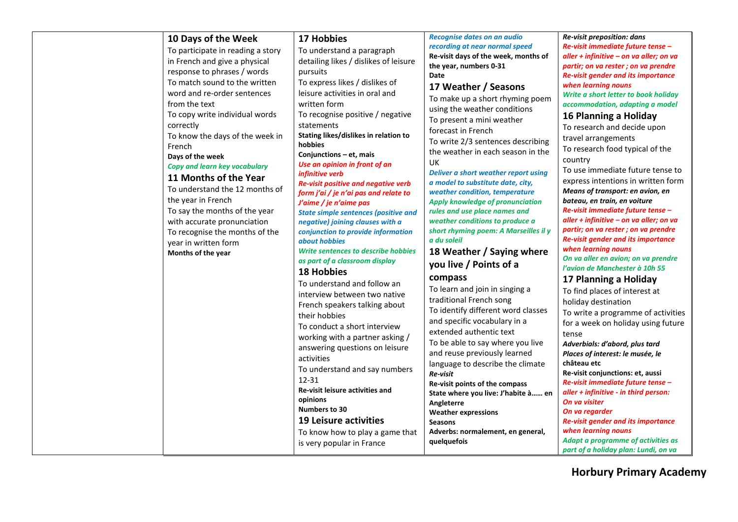| | | | | |
|---|---|---|---|---|
| | **10 Days of the Week**<br>To participate in reading a story in French and give a physical response to phrases / words<br>To match sound to the written word and re-order sentences from the text<br>To copy write individual words correctly<br>To know the days of the week in French<br>**Days of the week**<br>***Copy and learn key vocabulary***<br>**11 Months of the Year**<br>To understand the 12 months of the year in French<br>To say the months of the year with accurate pronunciation<br>To recognise the months of the year in written form<br>**Months of the year** | **17 Hobbies**<br>To understand a paragraph detailing likes / dislikes of leisure pursuits<br>To express likes / dislikes of leisure activities in oral and written form<br>To recognise positive / negative statements<br>**Stating likes/dislikes in relation to hobbies**<br>**Conjunctions – et, mais**<br>***Use an opinion in front of an infinitive verb***<br>***Re-visit positive and negative verb form j'ai / je n'ai pas and relate to J'aime / je n'aime pas***<br>***State simple sentences (positive and negative) joining clauses with a conjunction to provide information about hobbies***<br>***Write sentences to describe hobbies as part of a classroom display***<br>**18 Hobbies**<br>To understand and follow an interview between two native French speakers talking about their hobbies<br>To conduct a short interview working with a partner asking / answering questions on leisure activities<br>To understand and say numbers 12-31<br>**Re-visit leisure activities and opinions**<br>**Numbers to 30**<br>**19 Leisure activities**<br>To know how to play a game that is very popular in France | ***Recognise dates on an audio recording at near normal speed***<br>**Re-visit days of the week, months of the year, numbers 0-31**<br>**Date**<br>**17 Weather / Seasons**<br>To make up a short rhyming poem using the weather conditions<br>To present a mini weather forecast in French<br>To write 2/3 sentences describing the weather in each season in the UK<br>***Deliver a short weather report using a model to substitute date, city, weather condition, temperature***<br>***Apply knowledge of pronunciation rules and use place names and weather conditions to produce a short rhyming poem: A Marseilles il y a du soleil***<br>**18 Weather / Saying where you live / Points of a compass**<br>To learn and join in singing a traditional French song<br>To identify different word classes and specific vocabulary in a extended authentic text<br>To be able to say where you live and reuse previously learned language to describe the climate<br>***Re-visit***<br>**Re-visit points of the compass**<br>**State where you live: J'habite à…… en Angleterre**<br>**Weather expressions**<br>**Seasons**<br>**Adverbs: normalement, en general, quelquefois** | ***Re-visit preposition: dans***<br>***Re-visit immediate future tense – aller + infinitive – on va aller; on va partir; on va rester ; on va prendre***<br>***Re-visit gender and its importance when learning nouns***<br>***Write a short letter to book holiday accommodation, adapting a model***<br>**16 Planning a Holiday**<br>To research and decide upon travel arrangements<br>To research food typical of the country<br>To use immediate future tense to express intentions in written form<br>***Means of transport: en avion, en bateau, en train, en voiture***<br>***Re-visit immediate future tense – aller + infinitive – on va aller; on va partir; on va rester ; on va prendre***<br>***Re-visit gender and its importance when learning nouns***<br>***On va aller en avion; on va prendre l'avion de Manchester à 10h 55***<br>**17 Planning a Holiday**<br>To find places of interest at holiday destination<br>To write a programme of activities for a week on holiday using future tense<br>***Adverbials: d'abord, plus tard***<br>***Places of interest: le musée, le* château etc**<br>**Re-visit conjunctions: et, aussi**<br>***Re-visit immediate future tense – aller + infinitive - in third person: On va visiter On va regarder***<br>***Re-visit gender and its importance when learning nouns***<br>***Adapt a programme of activities as part of a holiday plan: Lundi, on va*** |

**Horbury Primary Academy**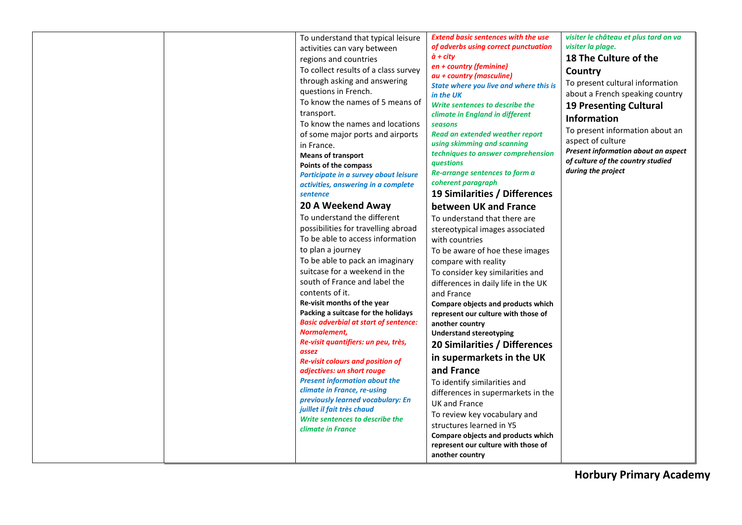| | | | | |
|---|---|---|---|---|
| | | To understand that typical leisure activities can vary between regions and countries<br>To collect results of a class survey through asking and answering questions in French.<br>To know the names of 5 means of transport.<br>To know the names and locations of some major ports and airports in France.<br>**Means of transport**<br>**Points of the compass**<br>***Participate in a survey about leisure activities, answering in a complete sentence***<br>**20 A Weekend Away**<br>To understand the different possibilities for travelling abroad<br>To be able to access information to plan a journey<br>To be able to pack an imaginary suitcase for a weekend in the south of France and label the contents of it.<br>**Re-visit months of the year**<br>**Packing a suitcase for the holidays**<br>***Basic adverbial at start of sentence: Normalement,***<br>***Re-visit quantifiers: un peu, très, assez***<br>***Re-visit colours and position of adjectives: un short rouge***<br>***Present information about the climate in France, re-using previously learned vocabulary: En juillet il fait très chaud***<br>***Write sentences to describe the climate in France*** | ***Extend basic sentences with the use of adverbs using correct punctuation***<br>***à + city***<br>***en + country (feminine)***<br>***au + country (masculine)***<br>***State where you live and where this is in the UK***<br>***Write sentences to describe the climate in England in different seasons***<br>***Read an extended weather report using skimming and scanning techniques to answer comprehension questions***<br>***Re-arrange sentences to form a coherent paragraph***<br>**19 Similarities / Differences between UK and France**<br>To understand that there are stereotypical images associated with countries<br>To be aware of hoe these images compare with reality<br>To consider key similarities and differences in daily life in the UK and France<br>**Compare objects and products which represent our culture with those of another country**<br>**Understand stereotyping**<br>**20 Similarities / Differences in supermarkets in the UK and France**<br>To identify similarities and differences in supermarkets in the UK and France<br>To review key vocabulary and structures learned in Y5<br>**Compare objects and products which represent our culture with those of another country** | ***visiter le château et plus tard on va visiter la plage.***<br>**18 The Culture of the Country**<br>To present cultural information about a French speaking country<br>**19 Presenting Cultural Information**<br>To present information about an aspect of culture<br>***Present information about an aspect of culture of the country studied during the project*** |

**Horbury Primary Academy**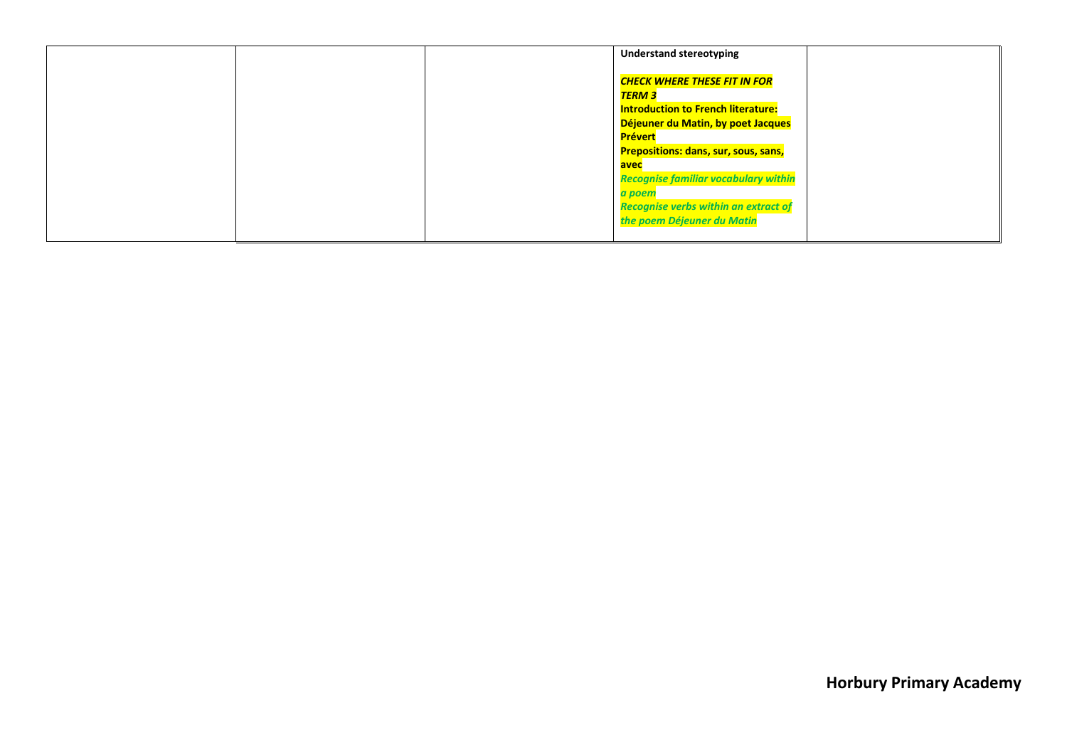| | | | | |
|---|---|---|---|---|
| | | | **Understand stereotyping**<br><br>***CHECK WHERE THESE FIT IN FOR TERM 3***<br>**Introduction to French literature: Déjeuner du Matin, by poet Jacques Prévert**<br>**Prepositions: dans, sur, sous, sans, avec**<br>***Recognise familiar vocabulary within a poem***<br>***Recognise verbs within an extract of the poem Déjeuner du Matin*** | |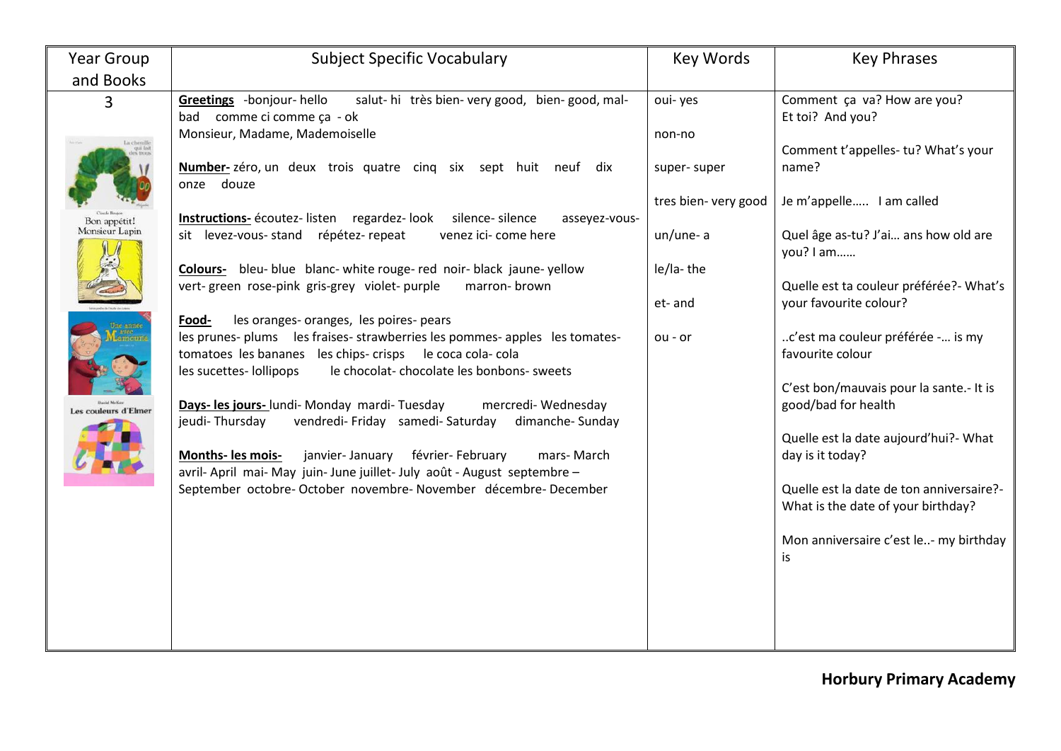| Year Group and Books | Subject Specific Vocabulary | Key Words | Key Phrases |
|---|---|---|---|
| 3 | **Greetings** -bonjour- hello salut- hi très bien- very good, bien- good, mal- bad comme ci comme ça - ok<br>Monsieur, Madame, Mademoiselle<br><br>**Number-** zéro, un deux trois quatre cinq six sept huit neuf dix onze douze<br><br>**Instructions-** écoutez- listen regardez- look silence- silence asseyez-vous- sit levez-vous- stand répétez- repeat venez ici- come here<br><br>**Colours-** bleu- blue blanc- white rouge- red noir- black jaune- yellow vert- green rose-pink gris-grey violet- purple marron- brown<br><br>**Food-** les oranges- oranges, les poires- pears<br>les prunes- plums les fraises- strawberries les pommes- apples les tomates- tomatoes les bananes les chips- crisps le coca cola- cola<br>les sucettes- lollipops le chocolat- chocolate les bonbons- sweets<br><br>**Days- les jours-** lundi- Monday mardi- Tuesday mercredi- Wednesday jeudi- Thursday vendredi- Friday samedi- Saturday dimanche- Sunday<br><br>**Months- les mois-** janvier- January février- February mars- March avril- April mai- May juin- June juillet- July août - August septembre – September octobre- October novembre- November décembre- December | oui- yes<br><br>non-no<br><br>super- super<br><br>tres bien- very good<br><br>un/une- a<br><br>le/la- the<br><br>et- and<br><br>ou - or | Comment ça va? How are you?<br>Et toi? And you?<br><br>Comment t'appelles- tu? What's your name?<br><br>Je m'appelle….. I am called<br><br>Quel âge as-tu? J'ai… ans how old are you? I am……<br><br>Quelle est ta couleur préférée?- What's your favourite colour?<br><br>..c'est ma couleur préférée -… is my favourite colour<br><br>C'est bon/mauvais pour la sante.- It is good/bad for health<br><br>Quelle est la date aujourd'hui?- What day is it today?<br><br>Quelle est la date de ton anniversaire?- What is the date of your birthday?<br><br>Mon anniversaire c'est le..- my birthday is |

**Horbury Primary Academy**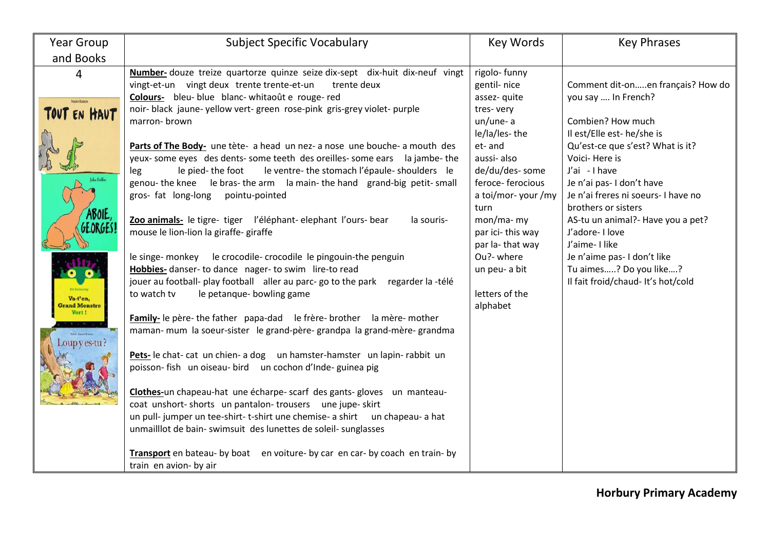| Year Group and Books | Subject Specific Vocabulary | Key Words | Key Phrases |
|---|---|---|---|
| 4<br><br>TOUT EN HAUT<br>ABOIE, GEORGES!<br>Va-t'en, Grand Monstre Vert !<br>Loup y es-tu? | **Number-** douze treize quartorze quinze seize dix-sept dix-huit dix-neuf vingt vingt-et-un vingt deux trente trente-et-un trente deux<br>**Colours-** bleu- blue blanc- whitaoût e rouge- red noir- black jaune- yellow vert- green rose-pink gris-grey violet- purple marron- brown<br><br>**Parts of The Body-** une tète- a head un nez- a nose une bouche- a mouth des yeux- some eyes des dents- some teeth des oreilles- some ears la jambe- the leg le pied- the foot le ventre- the stomach l'épaule- shoulders le genou- the knee le bras- the arm la main- the hand grand-big petit- small gros- fat long-long pointu-pointed<br><br>**Zoo animals-** le tigre- tiger l'éléphant- elephant l'ours- bear la souris- mouse le lion-lion la giraffe- giraffe<br><br>le singe- monkey le crocodile- crocodile le pingouin-the penguin<br>**Hobbies-** danser- to dance nager- to swim lire-to read jouer au football- play football aller au parc- go to the park regarder la -télé to watch tv le petanque- bowling game<br><br>**Family-** le père- the father papa-dad le frère- brother la mère- mother maman- mum la soeur-sister le grand-père- grandpa la grand-mère- grandma<br><br>**Pets-** le chat- cat un chien- a dog un hamster-hamster un lapin- rabbit un poisson- fish un oiseau- bird un cochon d'Inde- guinea pig<br><br>**Clothes-**un chapeau-hat une écharpe- scarf des gants- gloves un manteau- coat unshort- shorts un pantalon- trousers une jupe- skirt un pull- jumper un tee-shirt- t-shirt une chemise- a shirt un chapeau- a hat unmailllot de bain- swimsuit des lunettes de soleil- sunglasses<br><br>**Transport** en bateau- by boat en voiture- by car en car- by coach en train- by train en avion- by air | rigolo- funny<br>gentil- nice<br>assez- quite<br>tres- very<br>un/une- a<br>le/la/les- the<br>et- and<br>aussi- also<br>de/du/des- some<br>feroce- ferocious<br>a toi/mor- your /my turn<br>mon/ma- my<br>par ici- this way<br>par la- that way<br>Ou?- where<br>un peu- a bit<br><br>letters of the alphabet | Comment dit-on…..en français? How do you say …. In French?<br><br>Combien? How much<br>Il est/Elle est- he/she is<br>Qu'est-ce que s'est? What is it?<br>Voici- Here is<br>J'ai - I have<br>Je n'ai pas- I don't have<br>Je n'ai freres ni soeurs- I have no brothers or sisters<br>AS-tu un animal?- Have you a pet?<br>J'adore- I love<br>J'aime- I like<br>Je n'aime pas- I don't like<br>Tu aimes…..? Do you like….?<br>Il fait froid/chaud- It's hot/cold |

**Horbury Primary Academy**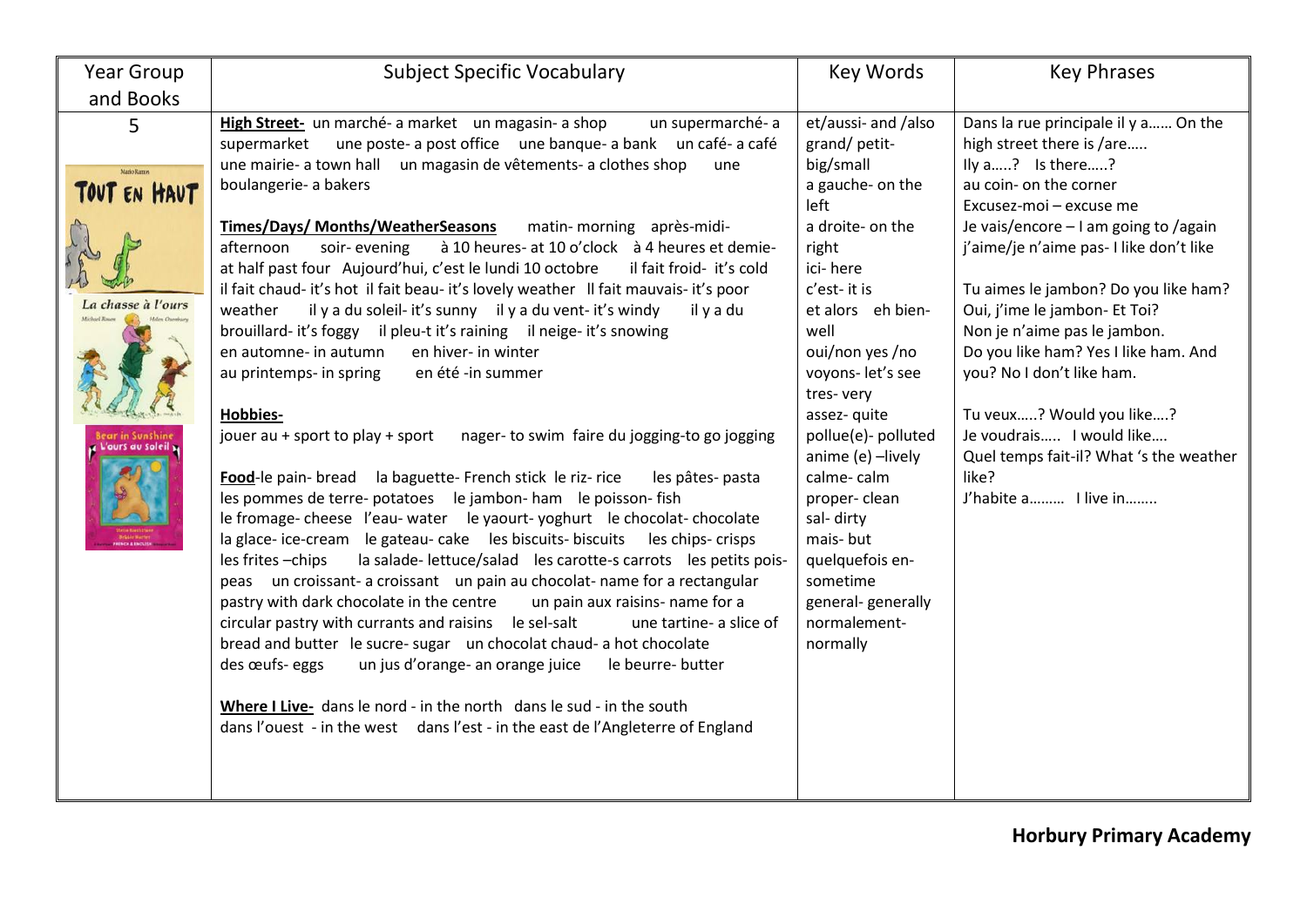| Year Group and Books | Subject Specific Vocabulary | Key Words | Key Phrases |
|---|---|---|---|
| 5<br><br>Tout en Haut<br>La chasse à l'ours<br>Bear in Sunshine / L'ours au soleil | **High Street-** un marché- a market un magasin- a shop un supermarché- a supermarket une poste- a post office une banque- a bank un café- a café une mairie- a town hall un magasin de vêtements- a clothes shop une boulangerie- a bakers<br><br>**Times/Days/ Months/WeatherSeasons** matin- morning après-midi- afternoon soir- evening à 10 heures- at 10 o'clock à 4 heures et demie- at half past four Aujourd'hui, c'est le lundi 10 octobre il fait froid- it's cold il fait chaud- it's hot il fait beau- it's lovely weather Il fait mauvais- it's poor weather il y a du soleil- it's sunny il y a du vent- it's windy il y a du brouillard- it's foggy il pleu-t it's raining il neige- it's snowing en automne- in autumn en hiver- in winter au printemps- in spring en été -in summer<br><br>**Hobbies-**<br>jouer au + sport to play + sport nager- to swim faire du jogging-to go jogging<br><br>**Food**-le pain- bread la baguette- French stick le riz- rice les pâtes- pasta les pommes de terre- potatoes le jambon- ham le poisson- fish le fromage- cheese l'eau- water le yaourt- yoghurt le chocolat- chocolate la glace- ice-cream le gateau- cake les biscuits- biscuits les chips- crisps les frites –chips la salade- lettuce/salad les carotte-s carrots les petits pois- peas un croissant- a croissant un pain au chocolat- name for a rectangular pastry with dark chocolate in the centre un pain aux raisins- name for a circular pastry with currants and raisins le sel-salt une tartine- a slice of bread and butter le sucre- sugar un chocolat chaud- a hot chocolate des œufs- eggs un jus d'orange- an orange juice le beurre- butter<br><br>**Where I Live-** dans le nord - in the north dans le sud - in the south dans l'ouest - in the west dans l'est - in the east de l'Angleterre of England | et/aussi- and /also<br>grand/ petit- big/small<br>a gauche- on the left<br>a droite- on the right<br>ici- here<br>c'est- it is<br>et alors eh bien- well<br>oui/non yes /no<br>voyons- let's see<br>tres- very<br>assez- quite<br>pollue(e)- polluted<br>anime (e) –lively<br>calme- calm<br>proper- clean<br>sal- dirty<br>mais- but<br>quelquefois en- sometime<br>general- generally<br>normalement- normally | Dans la rue principale il y a…… On the high street there is /are…..<br>Ily a…..? Is there…..?<br>au coin- on the corner<br>Excusez-moi – excuse me<br>Je vais/encore – I am going to /again<br>j'aime/je n'aime pas- I like don't like<br><br>Tu aimes le jambon? Do you like ham?<br>Oui, j'ime le jambon- Et Toi?<br>Non je n'aime pas le jambon.<br>Do you like ham? Yes I like ham. And you? No I don't like ham.<br><br>Tu veux…..? Would you like….?<br>Je voudrais….. I would like….<br>Quel temps fait-il? What 's the weather like?<br>J'habite a……… I live in…….. |

**Horbury Primary Academy**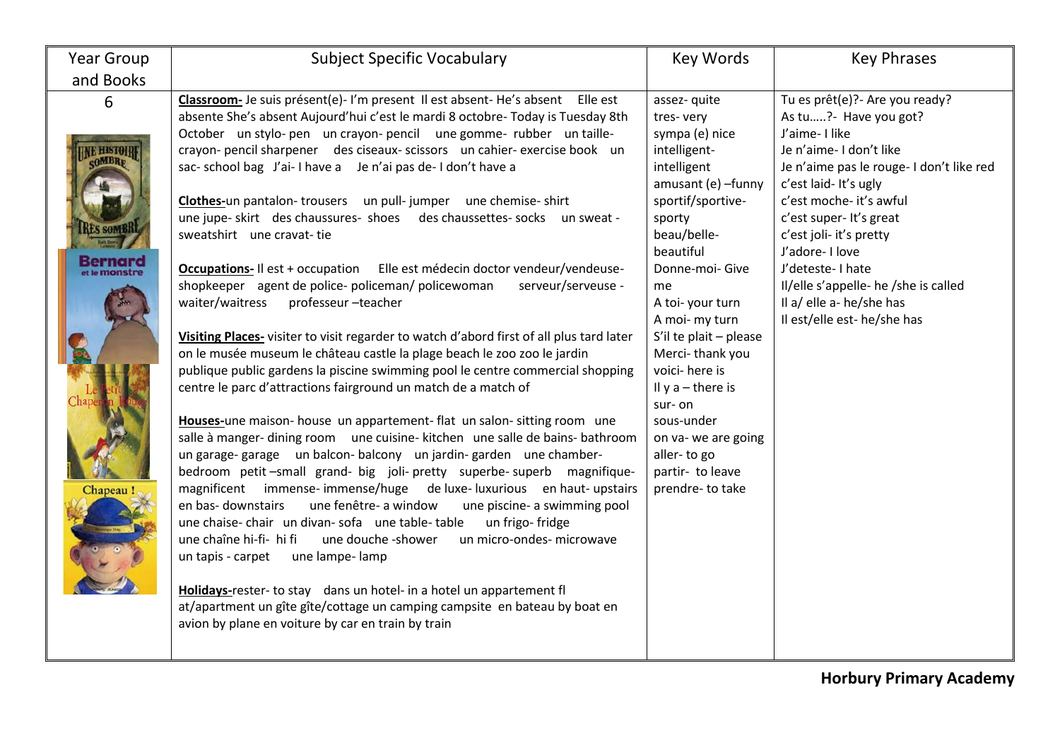| Year Group and Books | Subject Specific Vocabulary | Key Words | Key Phrases |
|---|---|---|---|
| 6 | **Classroom-** Je suis présent(e)- I'm present Il est absent- He's absent Elle est absente She's absent Aujourd'hui c'est le mardi 8 octobre- Today is Tuesday 8th October un stylo- pen un crayon- pencil une gomme- rubber un taille-crayon- pencil sharpener des ciseaux- scissors un cahier- exercise book un sac- school bag J'ai- I have a Je n'ai pas de- I don't have a<br><br>**Clothes-**un pantalon- trousers un pull- jumper une chemise- shirt une jupe- skirt des chaussures- shoes des chaussettes- socks un sweat - sweatshirt une cravat- tie<br><br>**Occupations-** Il est + occupation Elle est médecin doctor vendeur/vendeuse- shopkeeper agent de police- policeman/ policewoman serveur/serveuse - waiter/waitress professeur –teacher<br><br>**Visiting Places-** visiter to visit regarder to watch d'abord first of all plus tard later on le musée museum le château castle la plage beach le zoo zoo le jardin publique public gardens la piscine swimming pool le centre commercial shopping centre le parc d'attractions fairground un match de a match of<br><br>**Houses-**une maison- house un appartement- flat un salon- sitting room une salle à manger- dining room une cuisine- kitchen une salle de bains- bathroom un garage- garage un balcon- balcony un jardin- garden une chamber- bedroom petit –small grand- big joli- pretty superbe- superb magnifique- magnificent immense- immense/huge de luxe- luxurious en haut- upstairs en bas- downstairs une fenêtre- a window une piscine- a swimming pool une chaise- chair un divan- sofa une table- table un frigo- fridge une chaîne hi-fi- hi fi une douche -shower un micro-ondes- microwave un tapis - carpet une lampe- lamp<br><br>**Holidays-**rester- to stay dans un hotel- in a hotel un appartement fl at/apartment un gîte gîte/cottage un camping campsite en bateau by boat en avion by plane en voiture by car en train by train | assez- quite<br>tres- very<br>sympa (e) nice<br>intelligent- intelligent<br>amusant (e) –funny<br>sportif/sportive- sporty<br>beau/belle- beautiful<br>Donne-moi- Give me<br>A toi- your turn<br>A moi- my turn<br>S'il te plait – please<br>Merci- thank you<br>voici- here is<br>Il y a – there is<br>sur- on<br>sous-under<br>on va- we are going<br>aller- to go<br>partir- to leave<br>prendre- to take | Tu es prêt(e)?- Are you ready?<br>As tu…..?- Have you got?<br>J'aime- I like<br>Je n'aime- I don't like<br>Je n'aime pas le rouge- I don't like red<br>c'est laid- It's ugly<br>c'est moche- it's awful<br>c'est super- It's great<br>c'est joli- it's pretty<br>J'adore- I love<br>J'deteste- I hate<br>Il/elle s'appelle- he /she is called<br>Il a/ elle a- he/she has<br>Il est/elle est- he/she has |

**Horbury Primary Academy**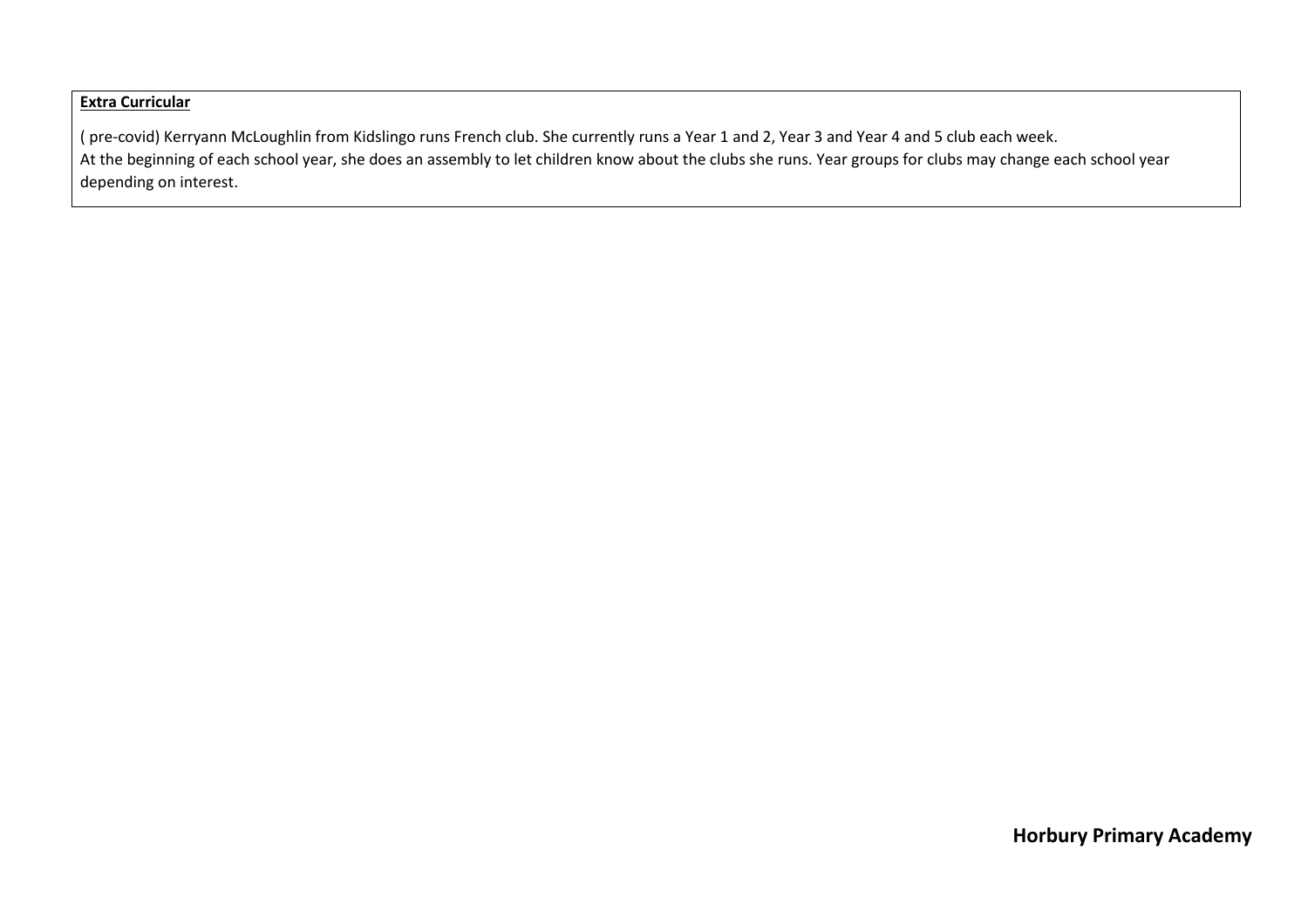**Extra Curricular**

( pre-covid) Kerryann McLoughlin from Kidslingo runs French club. She currently runs a Year 1 and 2, Year 3 and Year 4 and 5 club each week.
At the beginning of each school year, she does an assembly to let children know about the clubs she runs. Year groups for clubs may change each school year depending on interest.